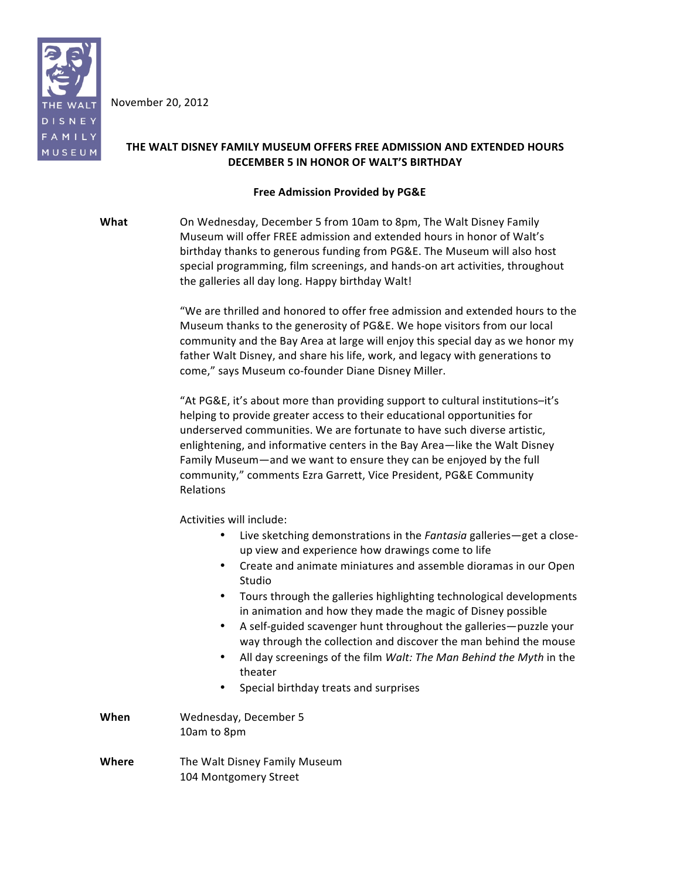THE WALT DISNEY FAMILY MUSEUM

November 20, 2012

# THE WALT DISNEY FAMILY MUSEUM OFFERS FREE ADMISSION AND EXTENDED HOURS DECEMBER 5 IN HONOR OF WALT'S BIRTHDAY

## Free Admission Provided by PG&E

**What**

On Wednesday, December 5 from 10am to 8pm, The Walt Disney Family Museum will offer FREE admission and extended hours in honor of Walt's birthday thanks to generous funding from PG&E. The Museum will also host special programming, film screenings, and hands-on art activities, throughout the galleries all day long. Happy birthday Walt!

"We are thrilled and honored to offer free admission and extended hours to the Museum thanks to the generosity of PG&E. We hope visitors from our local community and the Bay Area at large will enjoy this special day as we honor my father Walt Disney, and share his life, work, and legacy with generations to come," says Museum co-founder Diane Disney Miller.

"At PG&E, it's about more than providing support to cultural institutions–it's helping to provide greater access to their educational opportunities for underserved communities. We are fortunate to have such diverse artistic, enlightening, and informative centers in the Bay Area—like the Walt Disney Family Museum—and we want to ensure they can be enjoyed by the full community," comments Ezra Garrett, Vice President, PG&E Community Relations

Activities will include:

- Live sketching demonstrations in the *Fantasia* galleries—get a close-up view and experience how drawings come to life
- Create and animate miniatures and assemble dioramas in our Open Studio
- Tours through the galleries highlighting technological developments in animation and how they made the magic of Disney possible
- A self-guided scavenger hunt throughout the galleries—puzzle your way through the collection and discover the man behind the mouse
- All day screenings of the film *Walt: The Man Behind the Myth* in the theater
- Special birthday treats and surprises

**When**

Wednesday, December 5
10am to 8pm

**Where**

The Walt Disney Family Museum
104 Montgomery Street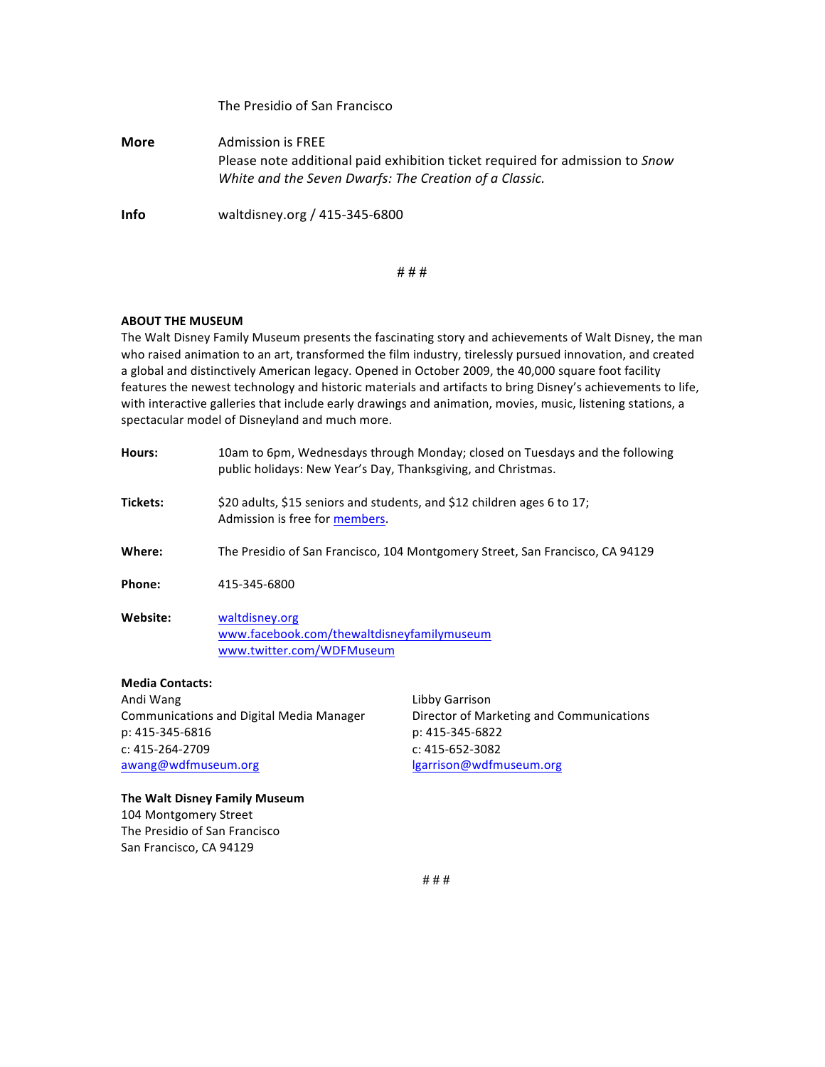| | |
|---|---|
| | The Presidio of San Francisco |
| **More** | Admission is FREE<br>Please note additional paid exhibition ticket required for admission to *Snow White and the Seven Dwarfs: The Creation of a Classic.* |
| **Info** | waltdisney.org / 415-345-6800 |

# # #

**ABOUT THE MUSEUM**

The Walt Disney Family Museum presents the fascinating story and achievements of Walt Disney, the man who raised animation to an art, transformed the film industry, tirelessly pursued innovation, and created a global and distinctively American legacy. Opened in October 2009, the 40,000 square foot facility features the newest technology and historic materials and artifacts to bring Disney's achievements to life, with interactive galleries that include early drawings and animation, movies, music, listening stations, a spectacular model of Disneyland and much more.

| | |
|---|---|
| **Hours:** | 10am to 6pm, Wednesdays through Monday; closed on Tuesdays and the following public holidays: New Year's Day, Thanksgiving, and Christmas. |
| **Tickets:** | $20 adults, $15 seniors and students, and $12 children ages 6 to 17;<br>Admission is free for members. |
| **Where:** | The Presidio of San Francisco, 104 Montgomery Street, San Francisco, CA 94129 |
| **Phone:** | 415-345-6800 |
| **Website:** | waltdisney.org<br>www.facebook.com/thewaltdisneyfamilymuseum<br>www.twitter.com/WDFMuseum |

**Media Contacts:**

Andi Wang
Communications and Digital Media Manager
p: 415-345-6816
c: 415-264-2709
awang@wdfmuseum.org

Libby Garrison
Director of Marketing and Communications
p: 415-345-6822
c: 415-652-3082
lgarrison@wdfmuseum.org

**The Walt Disney Family Museum**
104 Montgomery Street
The Presidio of San Francisco
San Francisco, CA 94129

# # #